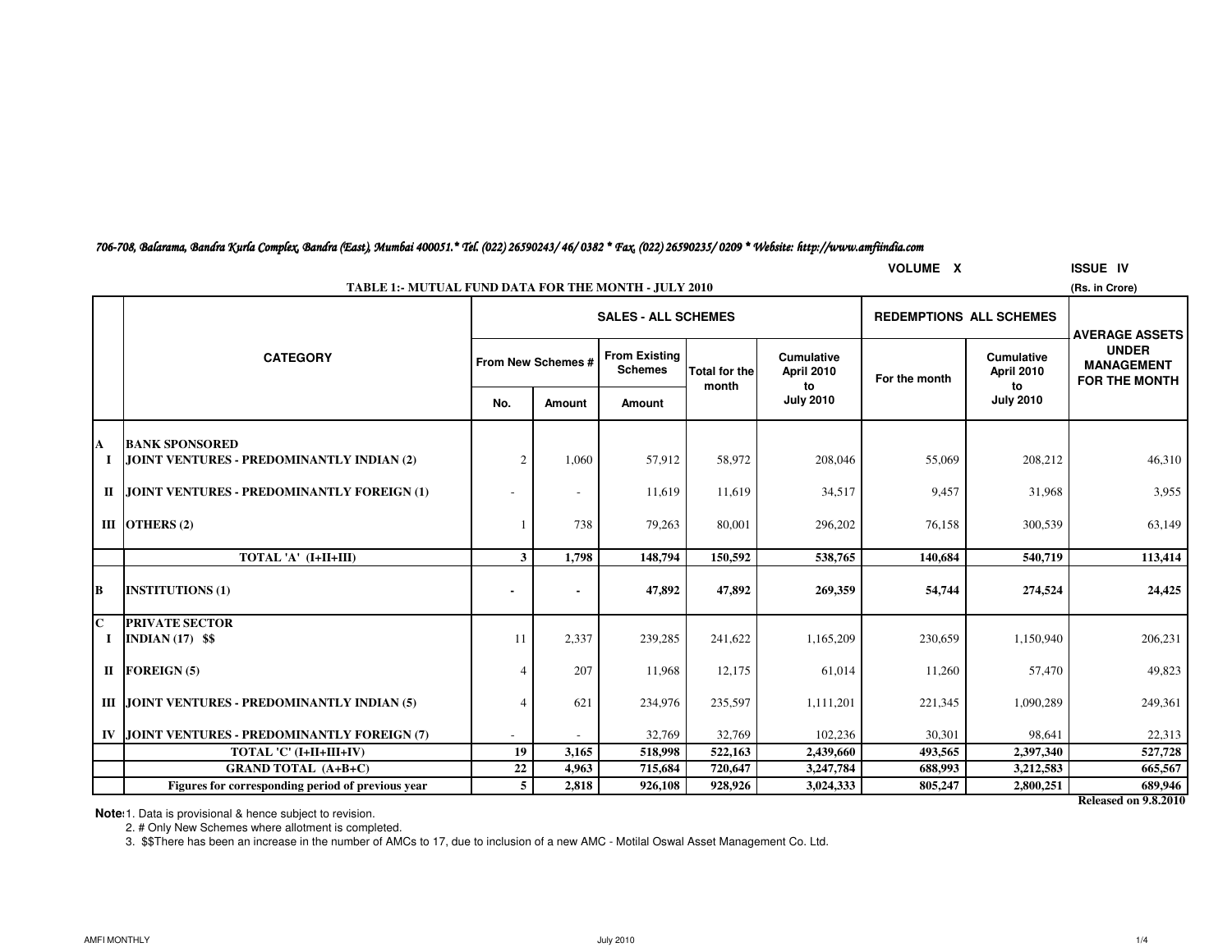*706-708, Balarama, Bandra Kurla Complex, Bandra (East), Mumbai 400051.* Tel. (022) 26590243/ 46/ 0382 * Fax. (022) 26590235/ 0209 * Website: http://www.amfiindia.com*

VOLUME X ISSUE IV

**TABLE 1:- MUTUAL FUND DATA FOR THE MONTH - JULY 2010**

(Rs. in Crore)

| | CATEGORY | SALES - ALL SCHEMES | | | | | REDEMPTIONS ALL SCHEMES | | AVERAGE ASSETS UNDER MANAGEMENT FOR THE MONTH |
|---|---|---|---|---|---|---|---|---|---|
| | | From New Schemes # | | From Existing Schemes | Total for the month | Cumulative April 2010 to July 2010 | For the month | Cumulative April 2010 to July 2010 | |
| | | No. | Amount | Amount | | | | | |
| **A** | **BANK SPONSORED** | | | | | | | | |
| **I** | **JOINT VENTURES - PREDOMINANTLY INDIAN (2)** | 2 | 1,060 | 57,912 | 58,972 | 208,046 | 55,069 | 208,212 | 46,310 |
| **II** | **JOINT VENTURES - PREDOMINANTLY FOREIGN (1)** | - | - | 11,619 | 11,619 | 34,517 | 9,457 | 31,968 | 3,955 |
| **III** | **OTHERS (2)** | 1 | 738 | 79,263 | 80,001 | 296,202 | 76,158 | 300,539 | 63,149 |
| | **TOTAL 'A' (I+II+III)** | **3** | **1,798** | **148,794** | **150,592** | **538,765** | **140,684** | **540,719** | **113,414** |
| **B** | **INSTITUTIONS (1)** | **-** | **-** | **47,892** | **47,892** | **269,359** | **54,744** | **274,524** | **24,425** |
| **C** | **PRIVATE SECTOR** | | | | | | | | |
| **I** | **INDIAN (17) $$** | 11 | 2,337 | 239,285 | 241,622 | 1,165,209 | 230,659 | 1,150,940 | 206,231 |
| **II** | **FOREIGN (5)** | 4 | 207 | 11,968 | 12,175 | 61,014 | 11,260 | 57,470 | 49,823 |
| **III** | **JOINT VENTURES - PREDOMINANTLY INDIAN (5)** | 4 | 621 | 234,976 | 235,597 | 1,111,201 | 221,345 | 1,090,289 | 249,361 |
| **IV** | **JOINT VENTURES - PREDOMINANTLY FOREIGN (7)** | - | - | 32,769 | 32,769 | 102,236 | 30,301 | 98,641 | 22,313 |
| | **TOTAL 'C' (I+II+III+IV)** | **19** | **3,165** | **518,998** | **522,163** | **2,439,660** | **493,565** | **2,397,340** | **527,728** |
| | **GRAND TOTAL (A+B+C)** | **22** | **4,963** | **715,684** | **720,647** | **3,247,784** | **688,993** | **3,212,583** | **665,567** |
| | **Figures for corresponding period of previous year** | **5** | **2,818** | **926,108** | **928,926** | **3,024,333** | **805,247** | **2,800,251** | **689,946** |

**Released on 9.8.2010**

**Notes:**
1. Data is provisional & hence subject to revision.
2. # Only New Schemes where allotment is completed.
3. $$There has been an increase in the number of AMCs to 17, due to inclusion of a new AMC - Motilal Oswal Asset Management Co. Ltd.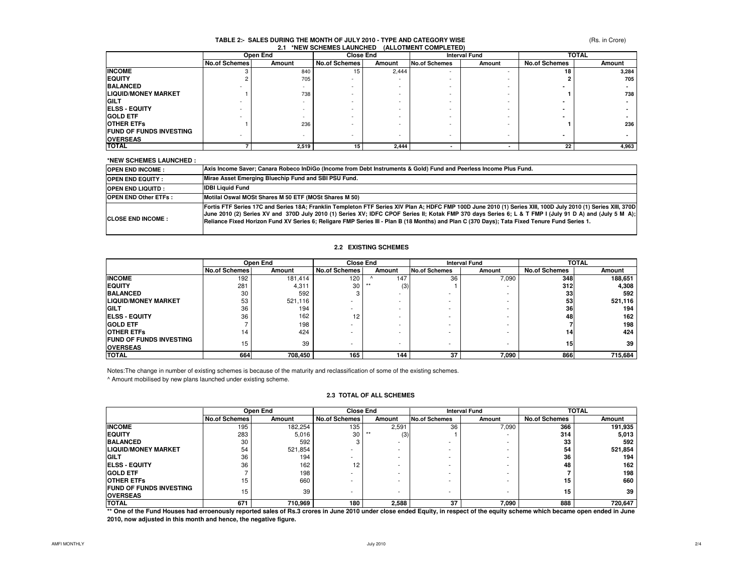# TABLE 2:- SALES DURING THE MONTH OF JULY 2010 - TYPE AND CATEGORY WISE

(Rs. in Crore)

## 2.1 *NEW SCHEMES LAUNCHED (ALLOTMENT COMPLETED)

| | Open End | | Close End | | Interval Fund | | TOTAL | |
|---|---|---|---|---|---|---|---|---|
| | No.of Schemes | Amount | No.of Schemes | Amount | No.of Schemes | Amount | No.of Schemes | Amount |
| **INCOME** | 3 | 840 | 15 | 2,444 | - | - | **18** | **3,284** |
| **EQUITY** | 2 | 705 | - | - | - | - | **2** | **705** |
| **BALANCED** | - | - | - | - | - | - | **-** | **-** |
| **LIQUID/MONEY MARKET** | 1 | 738 | - | - | - | - | **1** | **738** |
| **GILT** | - | - | - | - | - | - | **-** | **-** |
| **ELSS - EQUITY** | - | - | - | - | - | - | **-** | **-** |
| **GOLD ETF** | - | - | - | - | - | - | **-** | **-** |
| **OTHER ETFs** | 1 | 236 | - | - | - | - | **1** | **236** |
| **FUND OF FUNDS INVESTING OVERSEAS** | - | - | - | - | - | - | **-** | **-** |
| **TOTAL** | **7** | **2,519** | **15** | **2,444** | **-** | **-** | **22** | **4,963** |

**\*NEW SCHEMES LAUNCHED :**

| | |
|---|---|
| **OPEN END INCOME :** | **Axis Income Saver; Canara Robeco InDiGo (Income from Debt Instruments & Gold) Fund and Peerless Income Plus Fund.** |
| **OPEN END EQUITY :** | **Mirae Asset Emerging Bluechip Fund and SBI PSU Fund.** |
| **OPEN END LIQUITD :** | **IDBI Liquid Fund** |
| **OPEN END Other ETFs :** | **Motilal Oswal MOSt Shares M 50 ETF (MOSt Shares M 50)** |
| **CLOSE END INCOME :** | **Fortis FTF Series 17C and Series 18A; Franklin Templeton FTF Series XIV Plan A; HDFC FMP 100D June 2010 (1) Series XIII, 100D July 2010 (1) Series XIII, 370D June 2010 (2) Series XV and 370D July 2010 (1) Series XV; IDFC CPOF Series II; Kotak FMP 370 days Series 6; L & T FMP I (July 91 D A) and (July 5 M A); Reliance Fixed Horizon Fund XV Series 6; Religare FMP Series III - Plan B (18 Months) and Plan C (370 Days); Tata Fixed Tenure Fund Series 1.** |

## 2.2 EXISTING SCHEMES

| | Open End | | Close End | | Interval Fund | | TOTAL | |
|---|---|---|---|---|---|---|---|---|
| | No.of Schemes | Amount | No.of Schemes | Amount | No.of Schemes | Amount | No.of Schemes | Amount |
| **INCOME** | 192 | 181,414 | 120 | ^ 147 | 36 | 7,090 | **348** | **188,651** |
| **EQUITY** | 281 | 4,311 | 30 | ** (3) | 1 | - | **312** | **4,308** |
| **BALANCED** | 30 | 592 | 3 | - | - | - | **33** | **592** |
| **LIQUID/MONEY MARKET** | 53 | 521,116 | - | - | - | - | **53** | **521,116** |
| **GILT** | 36 | 194 | - | - | - | - | **36** | **194** |
| **ELSS - EQUITY** | 36 | 162 | 12 | - | - | - | **48** | **162** |
| **GOLD ETF** | 7 | 198 | - | - | - | - | **7** | **198** |
| **OTHER ETFs** | 14 | 424 | - | - | - | - | **14** | **424** |
| **FUND OF FUNDS INVESTING OVERSEAS** | 15 | 39 | - | - | - | - | **15** | **39** |
| **TOTAL** | **664** | **708,450** | **165** | **144** | **37** | **7,090** | **866** | **715,684** |

Notes:The change in number of existing schemes is because of the maturity and reclassification of some of the existing schemes.

^ Amount mobilised by new plans launched under existing scheme.

## 2.3 TOTAL OF ALL SCHEMES

| | Open End | | Close End | | Interval Fund | | TOTAL | |
|---|---|---|---|---|---|---|---|---|
| | No.of Schemes | Amount | No.of Schemes | Amount | No.of Schemes | Amount | No.of Schemes | Amount |
| **INCOME** | 195 | 182,254 | 135 | 2,591 | 36 | 7,090 | **366** | **191,935** |
| **EQUITY** | 283 | 5,016 | 30 | ** (3) | 1 | - | **314** | **5,013** |
| **BALANCED** | 30 | 592 | 3 | - | - | - | **33** | **592** |
| **LIQUID/MONEY MARKET** | 54 | 521,854 | - | - | - | - | **54** | **521,854** |
| **GILT** | 36 | 194 | - | - | - | - | **36** | **194** |
| **ELSS - EQUITY** | 36 | 162 | 12 | - | - | - | **48** | **162** |
| **GOLD ETF** | 7 | 198 | - | - | - | - | **7** | **198** |
| **OTHER ETFs** | 15 | 660 | - | - | - | - | **15** | **660** |
| **FUND OF FUNDS INVESTING OVERSEAS** | 15 | 39 | - | - | - | - | **15** | **39** |
| **TOTAL** | **671** | **710,969** | **180** | **2,588** | **37** | **7,090** | **888** | **720,647** |

**\*\* One of the Fund Houses had erroenously reported sales of Rs.3 crores in June 2010 under close ended Equity, in respect of the equity scheme which became open ended in June 2010, now adjusted in this month and hence, the negative figure.**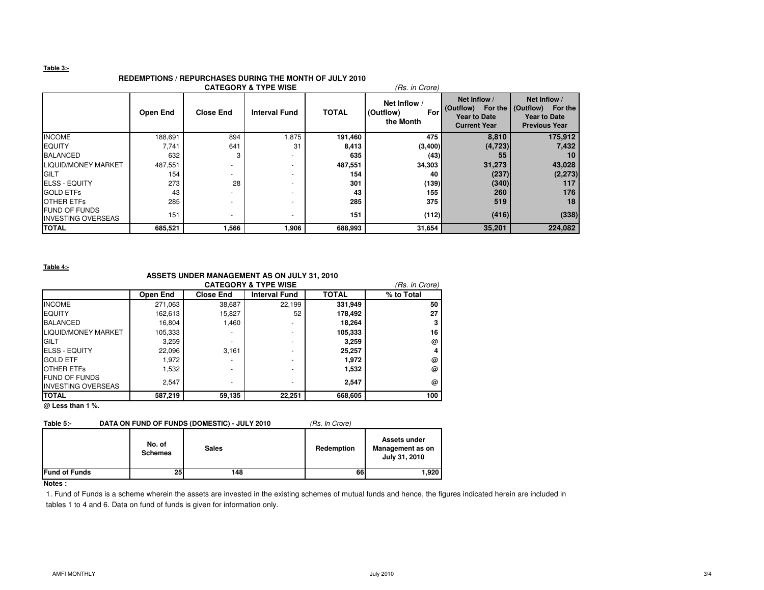**Table 3:-**

## REDEMPTIONS / REPURCHASES DURING THE MONTH OF JULY 2010

**CATEGORY & TYPE WISE** *(Rs. in Crore)*

| | Open End | Close End | Interval Fund | TOTAL | Net Inflow / (Outflow) For the Month | Net Inflow / (Outflow) For the Year to Date Current Year | Net Inflow / (Outflow) For the Year to Date Previous Year |
|---|---|---|---|---|---|---|---|
| INCOME | 188,691 | 894 | 1,875 | **191,460** | **475** | **8,810** | **175,912** |
| EQUITY | 7,741 | 641 | 31 | **8,413** | **(3,400)** | **(4,723)** | **7,432** |
| BALANCED | 632 | 3 | - | **635** | **(43)** | **55** | **10** |
| LIQUID/MONEY MARKET | 487,551 | - | - | **487,551** | **34,303** | **31,273** | **43,028** |
| GILT | 154 | - | - | **154** | **40** | **(237)** | **(2,273)** |
| ELSS - EQUITY | 273 | 28 | - | **301** | **(139)** | **(340)** | **117** |
| GOLD ETFs | 43 | - | - | **43** | **155** | **260** | **176** |
| OTHER ETFs | 285 | - | - | **285** | **375** | **519** | **18** |
| FUND OF FUNDS INVESTING OVERSEAS | 151 | - | - | **151** | **(112)** | **(416)** | **(338)** |
| **TOTAL** | **685,521** | **1,566** | **1,906** | **688,993** | **31,654** | **35,201** | **224,082** |

**Table 4:-**

## ASSETS UNDER MANAGEMENT AS ON JULY 31, 2010

**CATEGORY & TYPE WISE** *(Rs. in Crore)*

| | Open End | Close End | Interval Fund | TOTAL | % to Total |
|---|---|---|---|---|---|
| INCOME | 271,063 | 38,687 | 22,199 | **331,949** | **50** |
| EQUITY | 162,613 | 15,827 | 52 | **178,492** | **27** |
| BALANCED | 16,804 | 1,460 | - | **18,264** | **3** |
| LIQUID/MONEY MARKET | 105,333 | - | - | **105,333** | **16** |
| GILT | 3,259 | - | - | **3,259** | **@** |
| ELSS - EQUITY | 22,096 | 3,161 | - | **25,257** | **4** |
| GOLD ETF | 1,972 | - | - | **1,972** | **@** |
| OTHER ETFs | 1,532 | - | - | **1,532** | **@** |
| FUND OF FUNDS INVESTING OVERSEAS | 2,547 | - | - | **2,547** | **@** |
| **TOTAL** | **587,219** | **59,135** | **22,251** | **668,605** | **100** |

**@ Less than 1 %.**

**Table 5:- DATA ON FUND OF FUNDS (DOMESTIC) - JULY 2010** *(Rs. In Crore)*

| | No. of Schemes | Sales | Redemption | Assets under Management as on July 31, 2010 |
|---|---|---|---|---|
| **Fund of Funds** | **25** | **148** | **66** | **1,920** |

**Notes :**

1. Fund of Funds is a scheme wherein the assets are invested in the existing schemes of mutual funds and hence, the figures indicated herein are included in tables 1 to 4 and 6. Data on fund of funds is given for information only.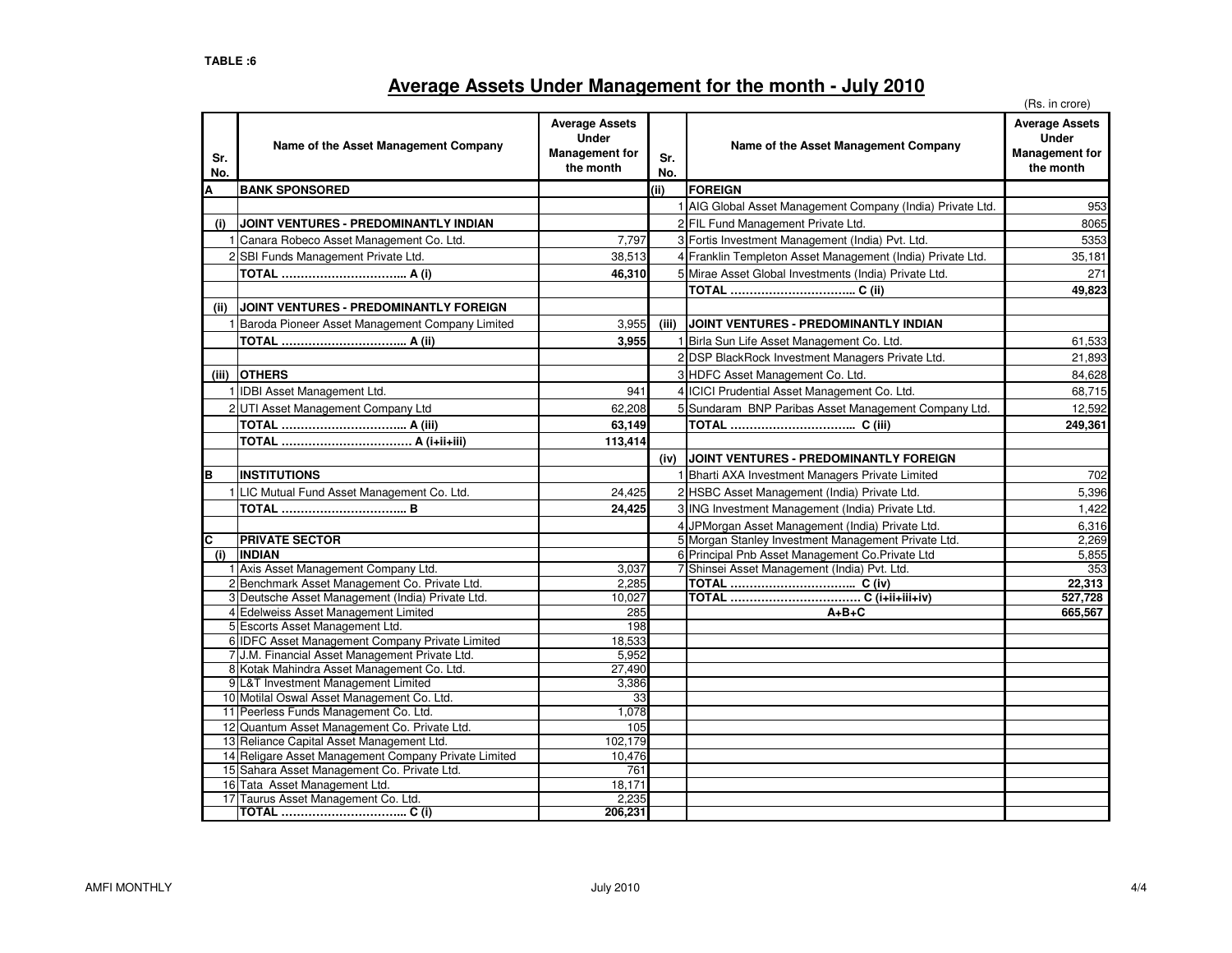TABLE :6

## Average Assets Under Management for the month - July 2010

(Rs. in crore)

| Sr. No. | Name of the Asset Management Company | Average Assets Under Management for the month | Sr. No. | Name of the Asset Management Company | Average Assets Under Management for the month |
|---|---|---|---|---|---|
| A | **BANK SPONSORED** | | (ii) | **FOREIGN** | |
| | | | 1 | AIG Global Asset Management Company (India) Private Ltd. | 953 |
| (i) | **JOINT VENTURES - PREDOMINANTLY INDIAN** | | 2 | FIL Fund Management Private Ltd. | 8065 |
| 1 | Canara Robeco Asset Management Co. Ltd. | 7,797 | 3 | Fortis Investment Management (India) Pvt. Ltd. | 5353 |
| 2 | SBI Funds Management Private Ltd. | 38,513 | 4 | Franklin Templeton Asset Management (India) Private Ltd. | 35,181 |
| | **TOTAL ………………………….. A (i)** | **46,310** | 5 | Mirae Asset Global Investments (India) Private Ltd. | 271 |
| | | | | **TOTAL ………………………….. C (ii)** | **49,823** |
| (ii) | **JOINT VENTURES - PREDOMINANTLY FOREIGN** | | | | |
| 1 | Baroda Pioneer Asset Management Company Limited | 3,955 | (iii) | **JOINT VENTURES - PREDOMINANTLY INDIAN** | |
| | **TOTAL ………………………….. A (ii)** | **3,955** | 1 | Birla Sun Life Asset Management Co. Ltd. | 61,533 |
| | | | 2 | DSP BlackRock Investment Managers Private Ltd. | 21,893 |
| (iii) | **OTHERS** | | 3 | HDFC Asset Management Co. Ltd. | 84,628 |
| 1 | IDBI Asset Management Ltd. | 941 | 4 | ICICI Prudential Asset Management Co. Ltd. | 68,715 |
| 2 | UTI Asset Management Company Ltd | 62,208 | 5 | Sundaram BNP Paribas Asset Management Company Ltd. | 12,592 |
| | **TOTAL ………………………….. A (iii)** | **63,149** | | **TOTAL ………………………….. C (iii)** | **249,361** |
| | **TOTAL …………………………… A (i+ii+iii)** | **113,414** | | | |
| | | | (iv) | **JOINT VENTURES - PREDOMINANTLY FOREIGN** | |
| B | **INSTITUTIONS** | | 1 | Bharti AXA Investment Managers Private Limited | 702 |
| 1 | LIC Mutual Fund Asset Management Co. Ltd. | 24,425 | 2 | HSBC Asset Management (India) Private Ltd. | 5,396 |
| | **TOTAL ………………………….. B** | **24,425** | 3 | ING Investment Management (India) Private Ltd. | 1,422 |
| | | | 4 | JPMorgan Asset Management (India) Private Ltd. | 6,316 |
| C | **PRIVATE SECTOR** | | 5 | Morgan Stanley Investment Management Private Ltd. | 2,269 |
| (i) | **INDIAN** | | 6 | Principal Pnb Asset Management Co.Private Ltd | 5,855 |
| 1 | Axis Asset Management Company Ltd. | 3,037 | 7 | Shinsei Asset Management (India) Pvt. Ltd. | 353 |
| 2 | Benchmark Asset Management Co. Private Ltd. | 2,285 | | **TOTAL ………………………….. C (iv)** | **22,313** |
| 3 | Deutsche Asset Management (India) Private Ltd. | 10,027 | | **TOTAL …………………………… C (i+ii+iii+iv)** | **527,728** |
| 4 | Edelweiss Asset Management Limited | 285 | | **A+B+C** | **665,567** |
| 5 | Escorts Asset Management Ltd. | 198 | | | |
| 6 | IDFC Asset Management Company Private Limited | 18,533 | | | |
| 7 | J.M. Financial Asset Management Private Ltd. | 5,952 | | | |
| 8 | Kotak Mahindra Asset Management Co. Ltd. | 27,490 | | | |
| 9 | L&T Investment Management Limited | 3,386 | | | |
| 10 | Motilal Oswal Asset Management Co. Ltd. | 33 | | | |
| 11 | Peerless Funds Management Co. Ltd. | 1,078 | | | |
| 12 | Quantum Asset Management Co. Private Ltd. | 105 | | | |
| 13 | Reliance Capital Asset Management Ltd. | 102,179 | | | |
| 14 | Religare Asset Management Company Private Limited | 10,476 | | | |
| 15 | Sahara Asset Management Co. Private Ltd. | 761 | | | |
| 16 | Tata Asset Management Ltd. | 18,171 | | | |
| 17 | Taurus Asset Management Co. Ltd. | 2,235 | | | |
| | **TOTAL ………………………….. C (i)** | **206,231** | | | |